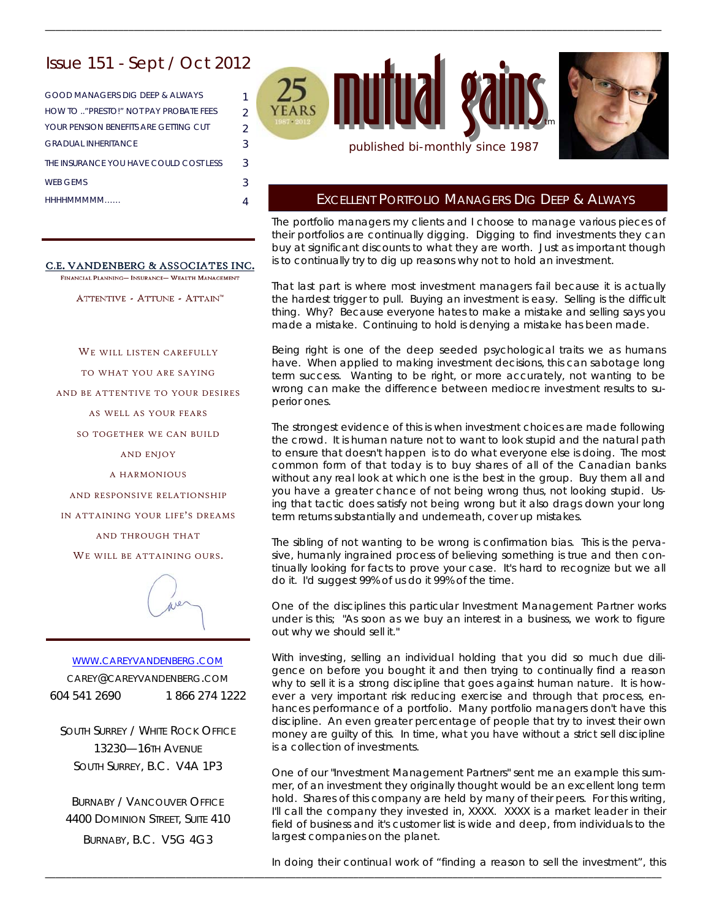# Issue 151 - Sept / Oct 2012

| | |
|---|---|
| GOOD MANAGERS DIG DEEP & ALWAYS | 1 |
| HOW TO .."PRESTO!" NOT PAY PROBATE FEES | 2 |
| YOUR PENSION BENEFITS ARE GETTING CUT | 2 |
| GRADUAL INHERITANCE | 3 |
| THE INSURANCE YOU HAVE COULD COST LESS | 3 |
| WEB GEMS | 3 |
| HHHHMMMMM...... | 4 |

**C.E. VANDENBERG & ASSOCIATES INC.**

FINANCIAL PLANNING— INSURANCE— WEALTH MANAGEMENT

ATTENTIVE - ATTUNE - ATTAIN™

WE WILL LISTEN CAREFULLY
TO WHAT YOU ARE SAYING
AND BE ATTENTIVE TO YOUR DESIRES
AS WELL AS YOUR FEARS
SO TOGETHER WE CAN BUILD
AND ENJOY
A HARMONIOUS
AND RESPONSIVE RELATIONSHIP
IN ATTAINING YOUR LIFE'S DREAMS
AND THROUGH THAT
WE WILL BE ATTAINING OURS.

WWW.CAREYVANDENBERG.COM
CAREY@CAREYVANDENBERG.COM
604 541 2690 1 866 274 1222

SOUTH SURREY / WHITE ROCK OFFICE
13230—16TH AVENUE
SOUTH SURREY, B.C. V4A 1P3

BURNABY / VANCOUVER OFFICE
4400 DOMINION STREET, SUITE 410
BURNABY, B.C. V5G 4G3

25 YEARS 1987 · 2012

# mutual gains™

published bi-monthly since 1987

## EXCELLENT PORTFOLIO MANAGERS DIG DEEP & ALWAYS

The portfolio managers my clients and I choose to manage various pieces of their portfolios are continually digging. Digging to find investments they can buy at significant discounts to what they are worth. Just as important though is to continually try to dig up reasons why not to hold an investment.

That last part is where most investment managers fail because it is actually the hardest trigger to pull. Buying an investment is easy. Selling is the difficult thing. Why? Because everyone hates to make a mistake and selling says you made a mistake. Continuing to hold is denying a mistake has been made.

Being right is one of the deep seeded psychological traits we as humans have. When applied to making investment decisions, this can sabotage long term success. Wanting to be right, or more accurately, not wanting to be wrong can make the difference between mediocre investment results to superior ones.

The strongest evidence of this is when investment choices are made following the crowd. It is human nature not to want to look stupid and the natural path to ensure that doesn't happen is to do what everyone else is doing. The most common form of that today is to buy shares of all of the Canadian banks without any real look at which one is the best in the group. Buy them all and you have a greater chance of not being wrong thus, not looking stupid. Using that tactic does satisfy not being wrong but it also drags down your long term returns substantially and underneath, cover up mistakes.

The sibling of not wanting to be wrong is confirmation bias. This is the pervasive, humanly ingrained process of believing something is true and then continually looking for facts to prove your case. It's hard to recognize but we all do it. I'd suggest 99% of us do it 99% of the time.

One of the disciplines this particular Investment Management Partner works under is this; "As soon as we buy an interest in a business, we work to figure out why we should sell it."

With investing, selling an individual holding that you did so much due diligence on before you bought it and then trying to continually find a reason why to sell it is a strong discipline that goes against human nature. It is however a very important risk reducing exercise and through that process, enhances performance of a portfolio. Many portfolio managers don't have this discipline. An even greater percentage of people that try to invest their own money are guilty of this. In time, what you have without a strict sell discipline is a collection of investments.

One of our "Investment Management Partners" sent me an example this summer, of an investment they originally thought would be an excellent long term hold. Shares of this company are held by many of their peers. For this writing, I'll call the company they invested in, XXXX. XXXX is a market leader in their field of business and it's customer list is wide and deep, from individuals to the largest companies on the planet.

In doing their continual work of "finding a reason to sell the investment", this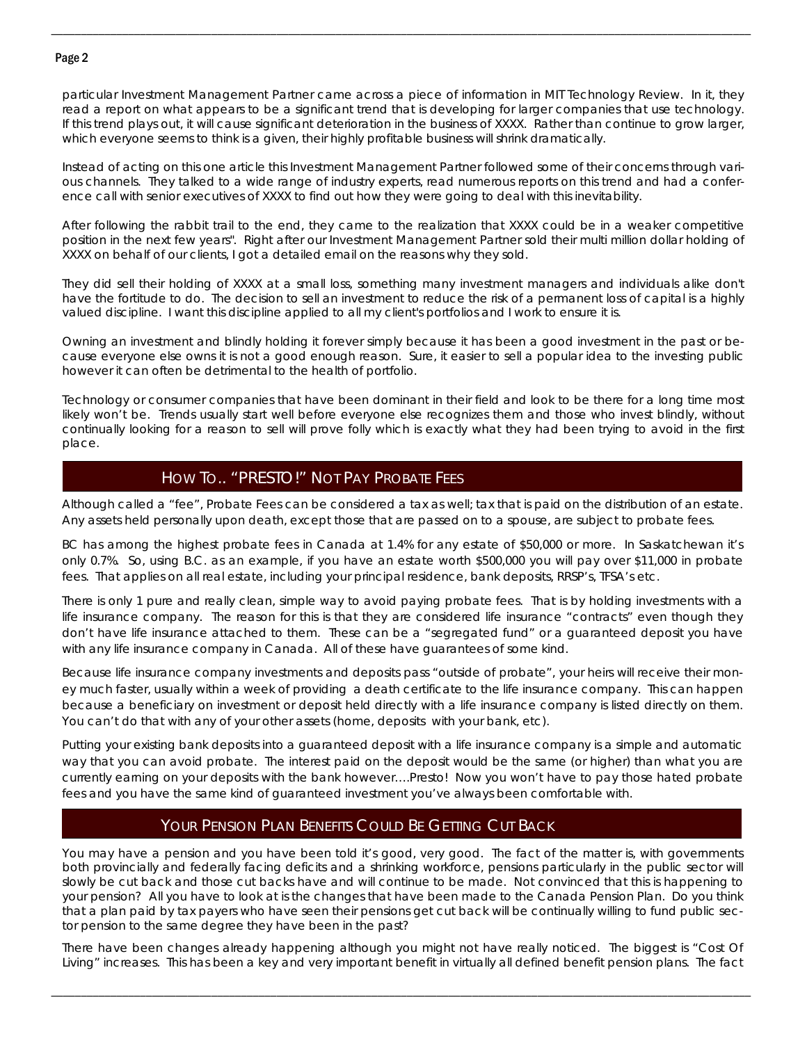particular Investment Management Partner came across a piece of information in MIT Technology Review. In it, they read a report on what appears to be a significant trend that is developing for larger companies that use technology. If this trend plays out, it will cause significant deterioration in the business of XXXX. Rather than continue to grow larger, which everyone seems to think is a given, their highly profitable business will shrink dramatically.

Instead of acting on this one article this Investment Management Partner followed some of their concerns through various channels. They talked to a wide range of industry experts, read numerous reports on this trend and had a conference call with senior executives of XXXX to find out how they were going to deal with this inevitability.

After following the rabbit trail to the end, they came to the realization that XXXX could be in a weaker competitive position in the next few years". Right after our Investment Management Partner sold their multi million dollar holding of XXXX on behalf of our clients, I got a detailed email on the reasons why they sold.

They did sell their holding of XXXX at a small loss, something many investment managers and individuals alike don't have the fortitude to do. The decision to sell an investment to reduce the risk of a permanent loss of capital is a highly valued discipline. I want this discipline applied to all my client's portfolios and I work to ensure it is.

Owning an investment and blindly holding it forever simply because it has been a good investment in the past or because everyone else owns it is not a good enough reason. Sure, it easier to sell a popular idea to the investing public however it can often be detrimental to the health of portfolio.

Technology or consumer companies that have been dominant in their field and look to be there for a long time most likely won't be. Trends usually start well before everyone else recognizes them and those who invest blindly, without continually looking for a reason to sell will prove folly which is exactly what they had been trying to avoid in the first place.

## How To.. "PRESTO!" Not Pay Probate Fees

Although called a "fee", Probate Fees can be considered a tax as well; tax that is paid on the distribution of an estate. Any assets held personally upon death, except those that are passed on to a spouse, are subject to probate fees.

BC has among the highest probate fees in Canada at 1.4% for any estate of $50,000 or more. In Saskatchewan it's only 0.7%. So, using B.C. as an example, if you have an estate worth $500,000 you will pay over $11,000 in probate fees. That applies on all real estate, including your principal residence, bank deposits, RRSP's, TFSA's etc.

There is only 1 pure and really clean, simple way to avoid paying probate fees. That is by holding investments with a life insurance company. The reason for this is that they are considered life insurance "contracts" even though they don't have life insurance attached to them. These can be a "segregated fund" or a guaranteed deposit you have with any life insurance company in Canada. All of these have guarantees of some kind.

Because life insurance company investments and deposits pass "outside of probate", your heirs will receive their money much faster, usually within a week of providing a death certificate to the life insurance company. This can happen because a beneficiary on investment or deposit held directly with a life insurance company is listed directly on them. You can't do that with any of your other assets (home, deposits with your bank, etc).

Putting your existing bank deposits into a guaranteed deposit with a life insurance company is a simple and automatic way that you can avoid probate. The interest paid on the deposit would be the same (or higher) than what you are currently earning on your deposits with the bank however….Presto! Now you won't have to pay those hated probate fees and you have the same kind of guaranteed investment you've always been comfortable with.

## Your Pension Plan Benefits Could Be Getting Cut Back

You may have a pension and you have been told it's good, very good. The fact of the matter is, with governments both provincially and federally facing deficits and a shrinking workforce, pensions particularly in the public sector will slowly be cut back and those cut backs have and will continue to be made. Not convinced that this is happening to your pension? All you have to look at is the changes that have been made to the Canada Pension Plan. Do you think that a plan paid by tax payers who have seen their pensions get cut back will be continually willing to fund public sector pension to the same degree they have been in the past?

There have been changes already happening although you might not have really noticed. The biggest is "Cost Of Living" increases. This has been a key and very important benefit in virtually all defined benefit pension plans. The fact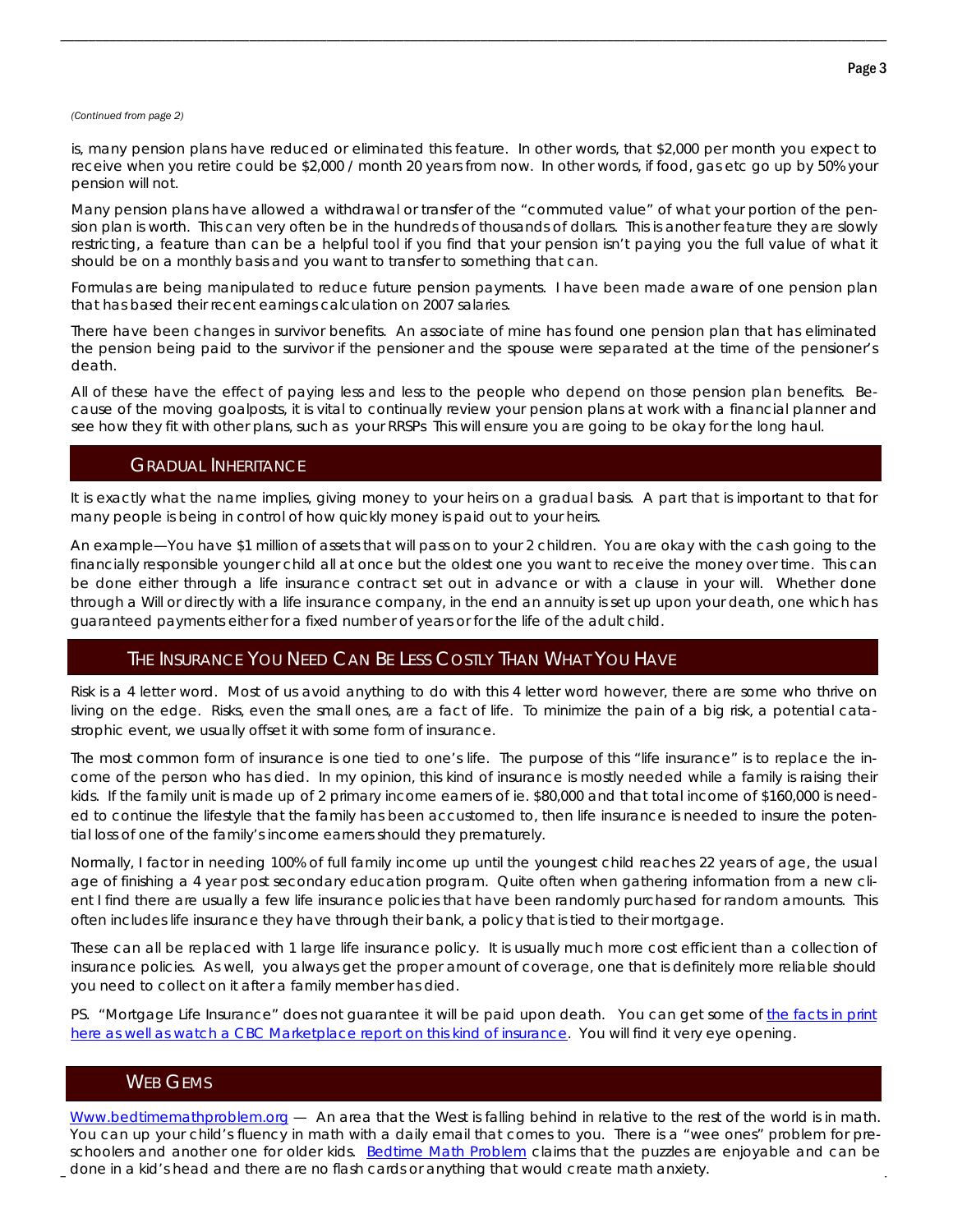*(Continued from page 2)*

is, many pension plans have reduced or eliminated this feature. In other words, that $2,000 per month you expect to receive when you retire could be $2,000 / month 20 years from now. In other words, if food, gas etc go up by 50% your pension will not.

Many pension plans have allowed a withdrawal or transfer of the "commuted value" of what your portion of the pension plan is worth. This can very often be in the hundreds of thousands of dollars. This is another feature they are slowly restricting, a feature than can be a helpful tool if you find that your pension isn't paying you the full value of what it should be on a monthly basis and you want to transfer to something that can.

Formulas are being manipulated to reduce future pension payments. I have been made aware of one pension plan that has based their recent earnings calculation on 2007 salaries.

There have been changes in survivor benefits. An associate of mine has found one pension plan that has eliminated the pension being paid to the survivor if the pensioner and the spouse were separated at the time of the pensioner's death.

All of these have the effect of paying less and less to the people who depend on those pension plan benefits. Because of the moving goalposts, it is vital to continually review your pension plans at work with a financial planner and see how they fit with other plans, such as your RRSPs This will ensure you are going to be okay for the long haul.

## Gradual Inheritance

It is exactly what the name implies, giving money to your heirs on a gradual basis. A part that is important to that for many people is being in control of how quickly money is paid out to your heirs.

An example—You have $1 million of assets that will pass on to your 2 children. You are okay with the cash going to the financially responsible younger child all at once but the oldest one you want to receive the money over time. This can be done either through a life insurance contract set out in advance or with a clause in your will. Whether done through a Will or directly with a life insurance company, in the end an annuity is set up upon your death, one which has guaranteed payments either for a fixed number of years or for the life of the adult child.

## The Insurance You Need Can Be Less Costly Than What You Have

Risk is a 4 letter word. Most of us avoid anything to do with this 4 letter word however, there are some who thrive on living on the edge. Risks, even the small ones, are a fact of life. To minimize the pain of a big risk, a potential catastrophic event, we usually offset it with some form of insurance.

The most common form of insurance is one tied to one's life. The purpose of this "life insurance" is to replace the income of the person who has died. In my opinion, this kind of insurance is mostly needed while a family is raising their kids. If the family unit is made up of 2 primary income earners of ie. $80,000 and that total income of $160,000 is needed to continue the lifestyle that the family has been accustomed to, then life insurance is needed to insure the potential loss of one of the family's income earners should they prematurely.

Normally, I factor in needing 100% of full family income up until the youngest child reaches 22 years of age, the usual age of finishing a 4 year post secondary education program. Quite often when gathering information from a new client I find there are usually a few life insurance policies that have been randomly purchased for random amounts. This often includes life insurance they have through their bank, a policy that is tied to their mortgage.

These can all be replaced with 1 large life insurance policy. It is usually much more cost efficient than a collection of insurance policies. As well, you always get the proper amount of coverage, one that is definitely more reliable should you need to collect on it after a family member has died.

PS. "Mortgage Life Insurance" does not guarantee it will be paid upon death. You can get some of the facts in print here as well as watch a CBC Marketplace report on this kind of insurance. You will find it very eye opening.

## Web Gems

Www.bedtimemathproblem.org — An area that the West is falling behind in relative to the rest of the world is in math. You can up your child's fluency in math with a daily email that comes to you. There is a "wee ones" problem for preschoolers and another one for older kids. Bedtime Math Problem claims that the puzzles are enjoyable and can be done in a kid's head and there are no flash cards or anything that would create math anxiety.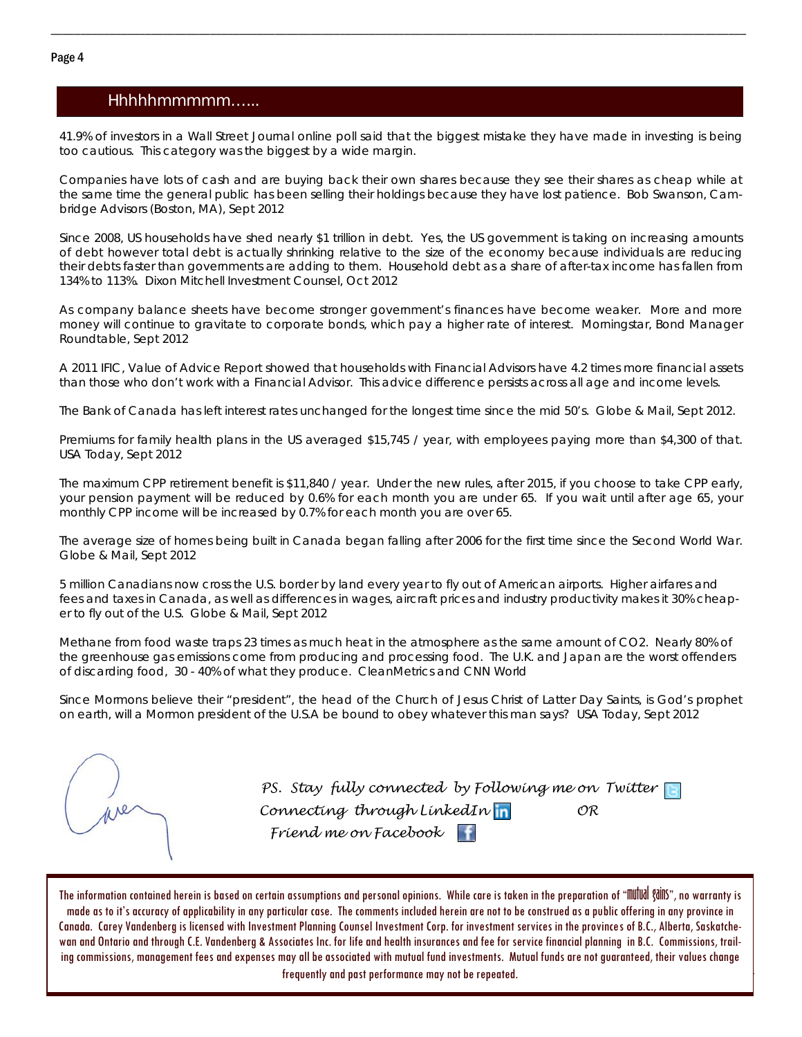## Hhhhhmmmmm…...

41.9% of investors in a Wall Street Journal online poll said that the biggest mistake they have made in investing is being too cautious. This category was the biggest by a wide margin.

Companies have lots of cash and are buying back their own shares because they see their shares as cheap while at the same time the general public has been selling their holdings because they have lost patience. Bob Swanson, Cambridge Advisors (Boston, MA), Sept 2012

Since 2008, US households have shed nearly $1 trillion in debt. Yes, the US government is taking on increasing amounts of debt however total debt is actually shrinking relative to the size of the economy because individuals are reducing their debts faster than governments are adding to them. Household debt as a share of after-tax income has fallen from 134% to 113%. Dixon Mitchell Investment Counsel, Oct 2012

As company balance sheets have become stronger government's finances have become weaker. More and more money will continue to gravitate to corporate bonds, which pay a higher rate of interest. Morningstar, Bond Manager Roundtable, Sept 2012

A 2011 IFIC, Value of Advice Report showed that households with Financial Advisors have 4.2 times more financial assets than those who don't work with a Financial Advisor. This advice difference persists across all age and income levels.

The Bank of Canada has left interest rates unchanged for the longest time since the mid 50's. Globe & Mail, Sept 2012.

Premiums for family health plans in the US averaged $15,745 / year, with employees paying more than $4,300 of that. USA Today, Sept 2012

The maximum CPP retirement benefit is $11,840 / year. Under the new rules, after 2015, if you choose to take CPP early, your pension payment will be reduced by 0.6% for each month you are under 65. If you wait until after age 65, your monthly CPP income will be increased by 0.7% for each month you are over 65.

The average size of homes being built in Canada began falling after 2006 for the first time since the Second World War. Globe & Mail, Sept 2012

5 million Canadians now cross the U.S. border by land every year to fly out of American airports. Higher airfares and fees and taxes in Canada, as well as differences in wages, aircraft prices and industry productivity makes it 30% cheaper to fly out of the U.S. Globe & Mail, Sept 2012

Methane from food waste traps 23 times as much heat in the atmosphere as the same amount of $CO_2$. Nearly 80% of the greenhouse gas emissions come from producing and processing food. The U.K. and Japan are the worst offenders of discarding food, 30 - 40% of what they produce. CleanMetrics and CNN World

Since Mormons believe their "president", the head of the Church of Jesus Christ of Latter Day Saints, is God's prophet on earth, will a Mormon president of the U.S.A be bound to obey whatever this man says? USA Today, Sept 2012

*PS. Stay fully connected by Following me on Twitter*
*Connecting through LinkedIn OR*
*Friend me on Facebook*

The information contained herein is based on certain assumptions and personal opinions. While care is taken in the preparation of "mutual gains", no warranty is made as to it's accuracy of applicability in any particular case. The comments included herein are not to be construed as a public offering in any province in Canada. Carey Vandenberg is licensed with Investment Planning Counsel Investment Corp. for investment services in the provinces of B.C., Alberta, Saskatchewan and Ontario and through C.E. Vandenberg & Associates Inc. for life and health insurances and fee for service financial planning in B.C. Commissions, trailing commissions, management fees and expenses may all be associated with mutual fund investments. Mutual funds are not guaranteed, their values change frequently and past performance may not be repeated.